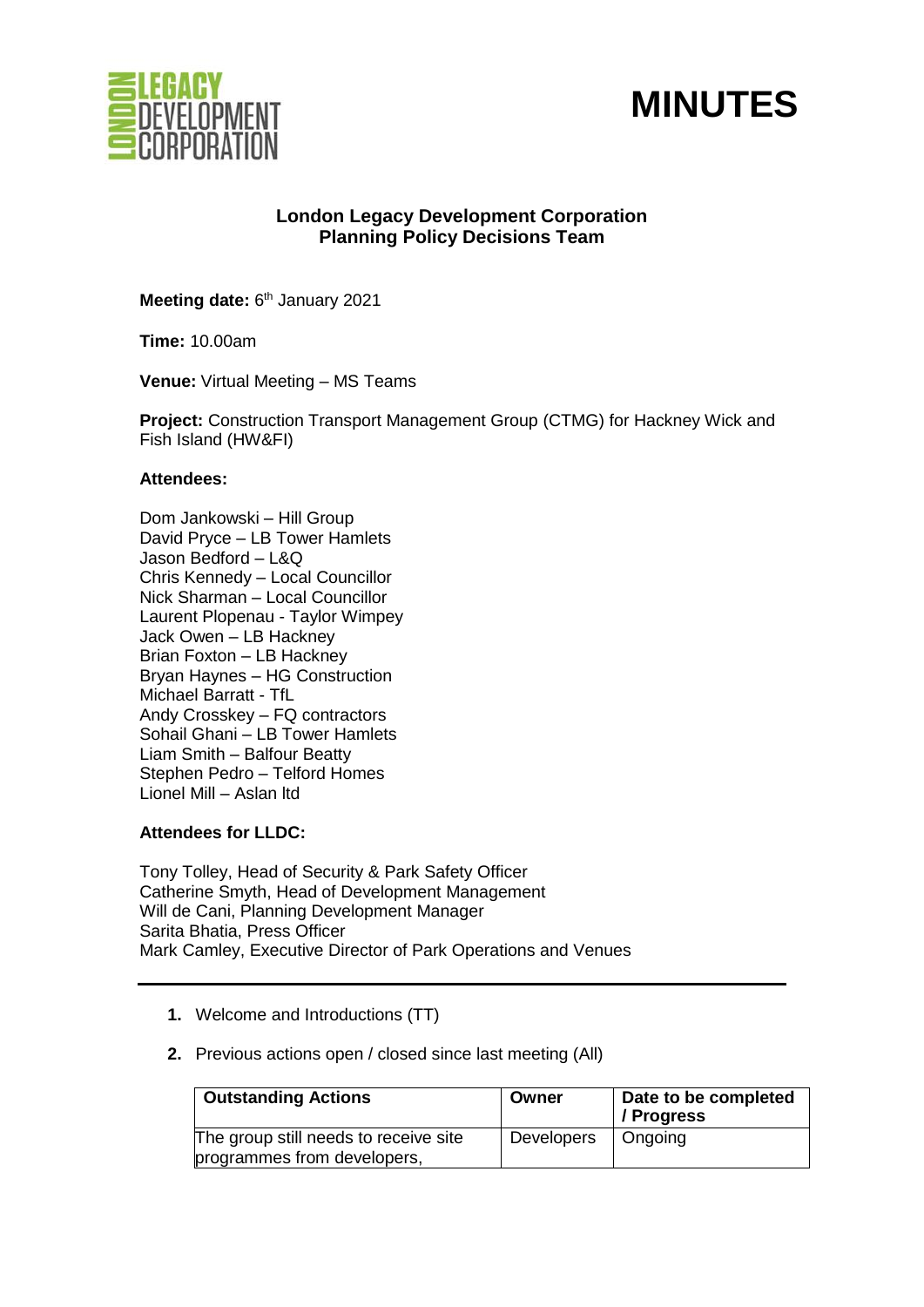# MINUTES

**London Legacy Development Corporation**
**Planning Policy Decisions Team**

**Meeting date:** 6th January 2021

**Time:** 10.00am

**Venue:** Virtual Meeting – MS Teams

**Project:** Construction Transport Management Group (CTMG) for Hackney Wick and Fish Island (HW&FI)

**Attendees:**

Dom Jankowski – Hill Group
David Pryce – LB Tower Hamlets
Jason Bedford – L&Q
Chris Kennedy – Local Councillor
Nick Sharman – Local Councillor
Laurent Plopenau - Taylor Wimpey
Jack Owen – LB Hackney
Brian Foxton – LB Hackney
Bryan Haynes – HG Construction
Michael Barratt - TfL
Andy Crosskey – FQ contractors
Sohail Ghani – LB Tower Hamlets
Liam Smith – Balfour Beatty
Stephen Pedro – Telford Homes
Lionel Mill – Aslan ltd

**Attendees for LLDC:**

Tony Tolley, Head of Security & Park Safety Officer
Catherine Smyth, Head of Development Management
Will de Cani, Planning Development Manager
Sarita Bhatia, Press Officer
Mark Camley, Executive Director of Park Operations and Venues

1. Welcome and Introductions (TT)
2. Previous actions open / closed since last meeting (All)

| Outstanding Actions | Owner | Date to be completed / Progress |
|---|---|---|
| The group still needs to receive site programmes from developers, | Developers | Ongoing |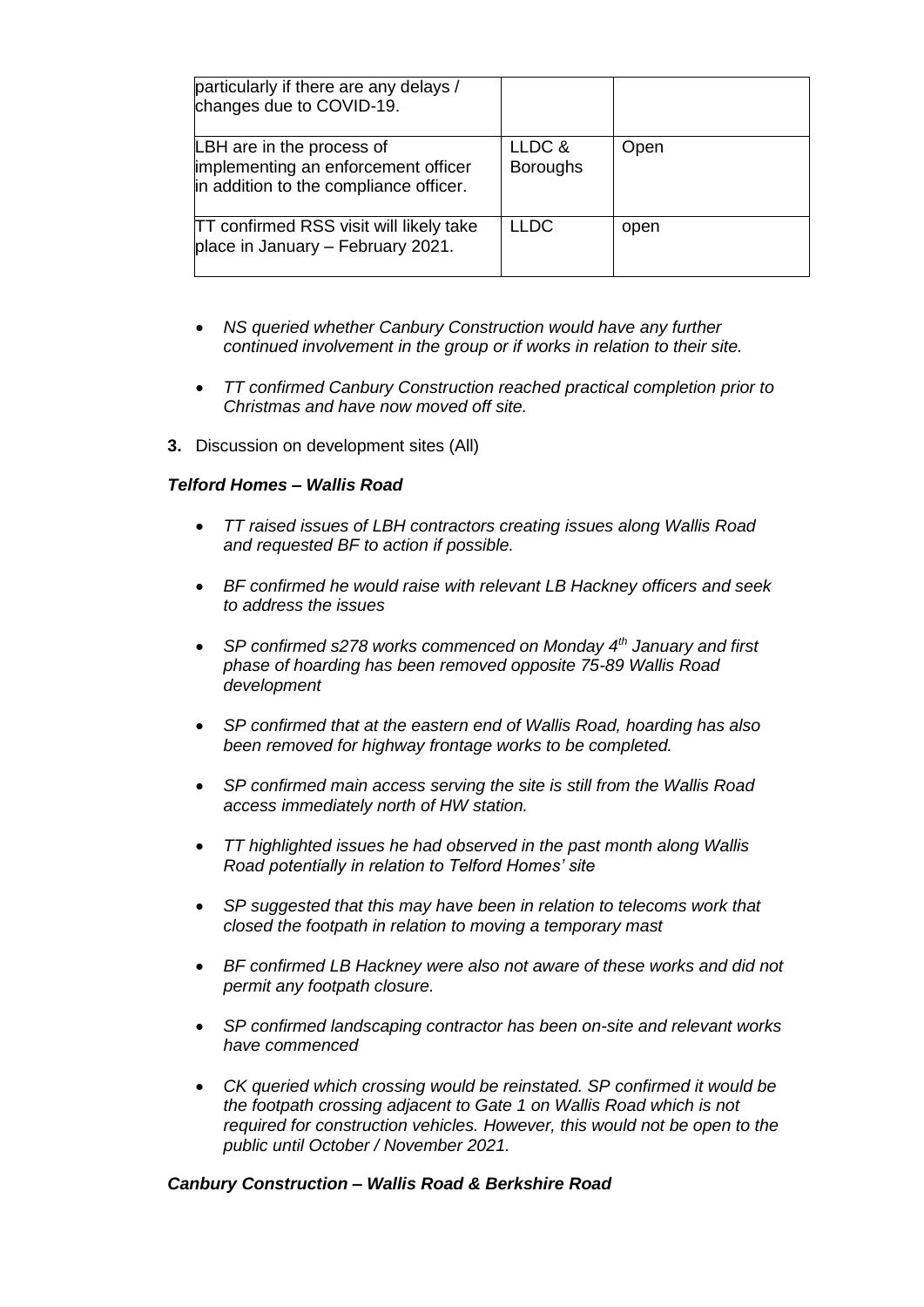| | | |
|---|---|---|
| particularly if there are any delays / changes due to COVID-19. | | |
| LBH are in the process of implementing an enforcement officer in addition to the compliance officer. | LLDC & Boroughs | Open |
| TT confirmed RSS visit will likely take place in January – February 2021. | LLDC | open |

- *NS queried whether Canbury Construction would have any further continued involvement in the group or if works in relation to their site.*
- *TT confirmed Canbury Construction reached practical completion prior to Christmas and have now moved off site.*

**3.** Discussion on development sites (All)

***Telford Homes – Wallis Road***

- *TT raised issues of LBH contractors creating issues along Wallis Road and requested BF to action if possible.*
- *BF confirmed he would raise with relevant LB Hackney officers and seek to address the issues*
- *SP confirmed s278 works commenced on Monday 4th January and first phase of hoarding has been removed opposite 75-89 Wallis Road development*
- *SP confirmed that at the eastern end of Wallis Road, hoarding has also been removed for highway frontage works to be completed.*
- *SP confirmed main access serving the site is still from the Wallis Road access immediately north of HW station.*
- *TT highlighted issues he had observed in the past month along Wallis Road potentially in relation to Telford Homes' site*
- *SP suggested that this may have been in relation to telecoms work that closed the footpath in relation to moving a temporary mast*
- *BF confirmed LB Hackney were also not aware of these works and did not permit any footpath closure.*
- *SP confirmed landscaping contractor has been on-site and relevant works have commenced*
- *CK queried which crossing would be reinstated. SP confirmed it would be the footpath crossing adjacent to Gate 1 on Wallis Road which is not required for construction vehicles. However, this would not be open to the public until October / November 2021.*

***Canbury Construction – Wallis Road & Berkshire Road***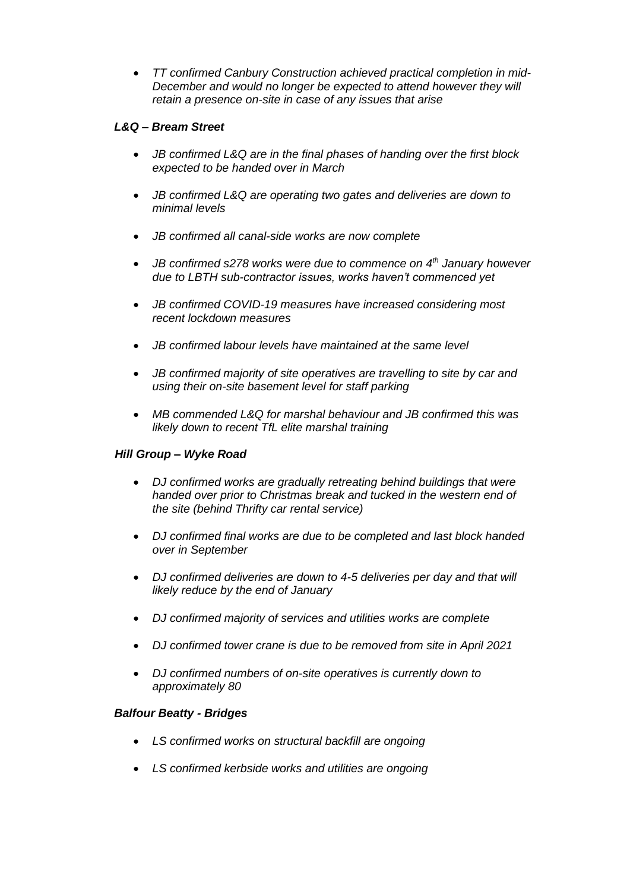- *TT confirmed Canbury Construction achieved practical completion in mid-December and would no longer be expected to attend however they will retain a presence on-site in case of any issues that arise*

***L&Q – Bream Street***

- *JB confirmed L&Q are in the final phases of handing over the first block expected to be handed over in March*
- *JB confirmed L&Q are operating two gates and deliveries are down to minimal levels*
- *JB confirmed all canal-side works are now complete*
- *JB confirmed s278 works were due to commence on 4th January however due to LBTH sub-contractor issues, works haven't commenced yet*
- *JB confirmed COVID-19 measures have increased considering most recent lockdown measures*
- *JB confirmed labour levels have maintained at the same level*
- *JB confirmed majority of site operatives are travelling to site by car and using their on-site basement level for staff parking*
- *MB commended L&Q for marshal behaviour and JB confirmed this was likely down to recent TfL elite marshal training*

***Hill Group – Wyke Road***

- *DJ confirmed works are gradually retreating behind buildings that were handed over prior to Christmas break and tucked in the western end of the site (behind Thrifty car rental service)*
- *DJ confirmed final works are due to be completed and last block handed over in September*
- *DJ confirmed deliveries are down to 4-5 deliveries per day and that will likely reduce by the end of January*
- *DJ confirmed majority of services and utilities works are complete*
- *DJ confirmed tower crane is due to be removed from site in April 2021*
- *DJ confirmed numbers of on-site operatives is currently down to approximately 80*

***Balfour Beatty - Bridges***

- *LS confirmed works on structural backfill are ongoing*
- *LS confirmed kerbside works and utilities are ongoing*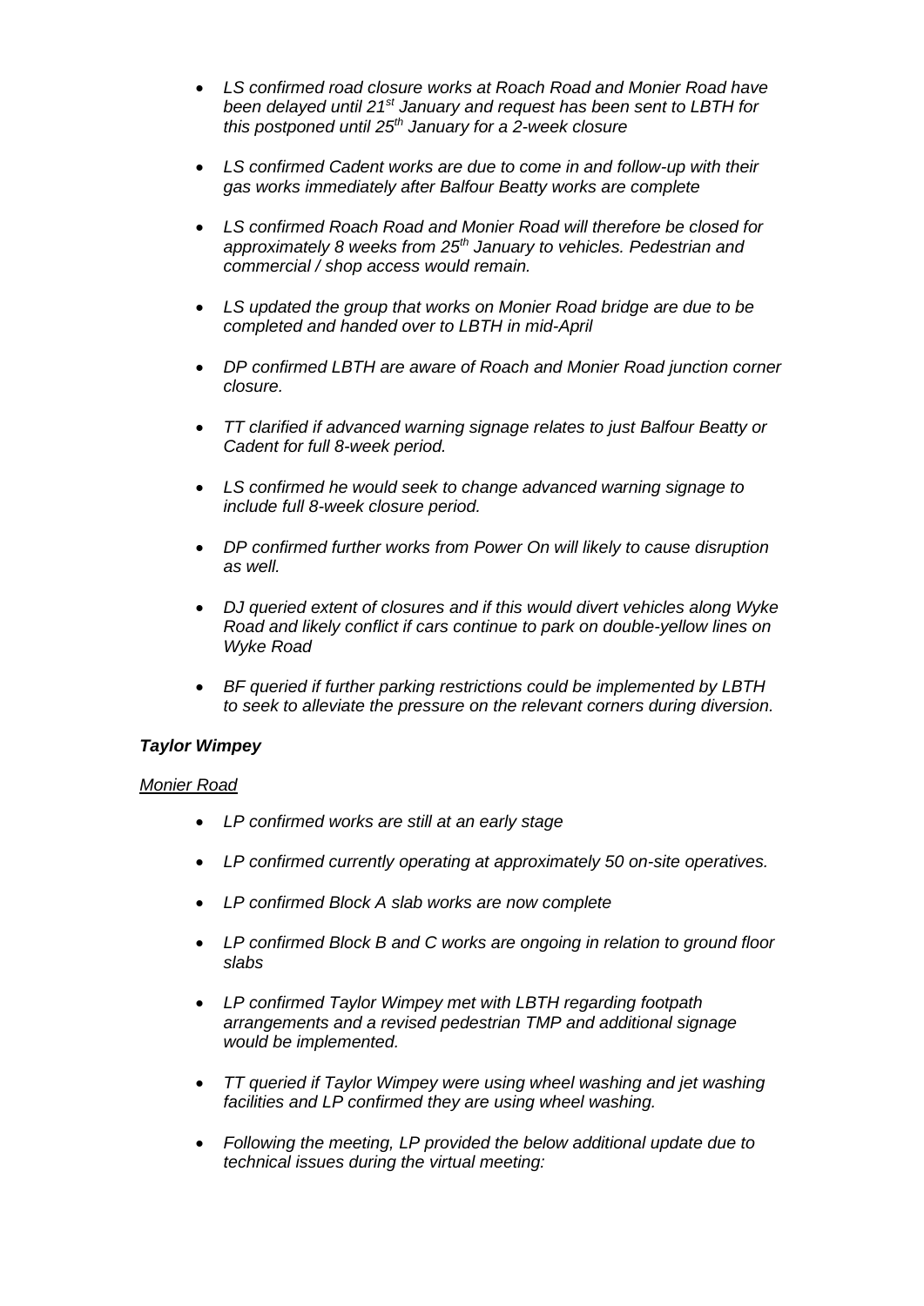- *LS confirmed road closure works at Roach Road and Monier Road have been delayed until 21st January and request has been sent to LBTH for this postponed until 25th January for a 2-week closure*

- *LS confirmed Cadent works are due to come in and follow-up with their gas works immediately after Balfour Beatty works are complete*

- *LS confirmed Roach Road and Monier Road will therefore be closed for approximately 8 weeks from 25th January to vehicles. Pedestrian and commercial / shop access would remain.*

- *LS updated the group that works on Monier Road bridge are due to be completed and handed over to LBTH in mid-April*

- *DP confirmed LBTH are aware of Roach and Monier Road junction corner closure.*

- *TT clarified if advanced warning signage relates to just Balfour Beatty or Cadent for full 8-week period.*

- *LS confirmed he would seek to change advanced warning signage to include full 8-week closure period.*

- *DP confirmed further works from Power On will likely to cause disruption as well.*

- *DJ queried extent of closures and if this would divert vehicles along Wyke Road and likely conflict if cars continue to park on double-yellow lines on Wyke Road*

- *BF queried if further parking restrictions could be implemented by LBTH to seek to alleviate the pressure on the relevant corners during diversion.*

***Taylor Wimpey***

*Monier Road*

- *LP confirmed works are still at an early stage*

- *LP confirmed currently operating at approximately 50 on-site operatives.*

- *LP confirmed Block A slab works are now complete*

- *LP confirmed Block B and C works are ongoing in relation to ground floor slabs*

- *LP confirmed Taylor Wimpey met with LBTH regarding footpath arrangements and a revised pedestrian TMP and additional signage would be implemented.*

- *TT queried if Taylor Wimpey were using wheel washing and jet washing facilities and LP confirmed they are using wheel washing.*

- *Following the meeting, LP provided the below additional update due to technical issues during the virtual meeting:*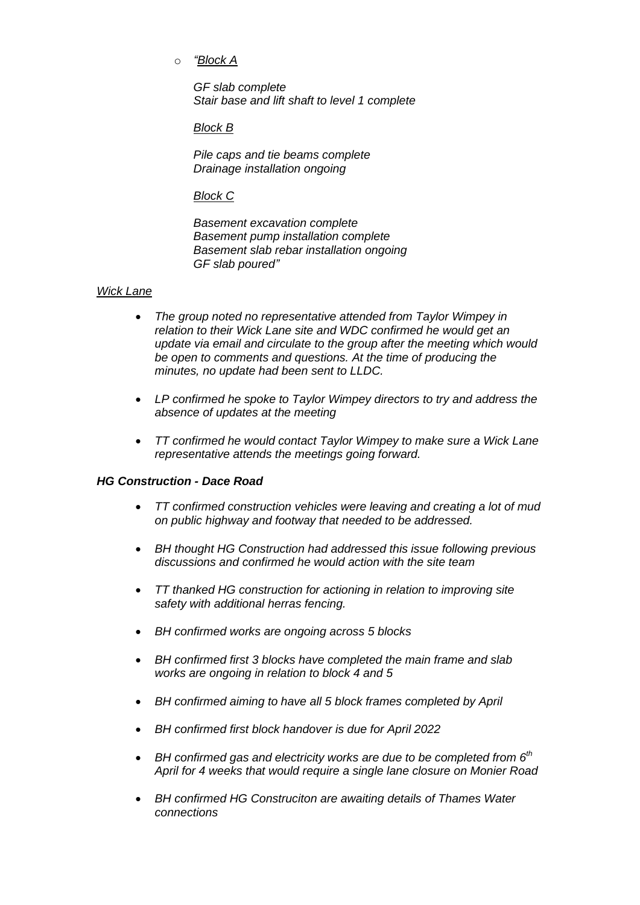- *"<u>Block A</u>*

  *GF slab complete*
  *Stair base and lift shaft to level 1 complete*

  *<u>Block B</u>*

  *Pile caps and tie beams complete*
  *Drainage installation ongoing*

  *<u>Block C</u>*

  *Basement excavation complete*
  *Basement pump installation complete*
  *Basement slab rebar installation ongoing*
  *GF slab poured"*

*<u>Wick Lane</u>*

- *The group noted no representative attended from Taylor Wimpey in relation to their Wick Lane site and WDC confirmed he would get an update via email and circulate to the group after the meeting which would be open to comments and questions. At the time of producing the minutes, no update had been sent to LLDC.*

- *LP confirmed he spoke to Taylor Wimpey directors to try and address the absence of updates at the meeting*

- *TT confirmed he would contact Taylor Wimpey to make sure a Wick Lane representative attends the meetings going forward.*

***HG Construction - Dace Road***

- *TT confirmed construction vehicles were leaving and creating a lot of mud on public highway and footway that needed to be addressed.*

- *BH thought HG Construction had addressed this issue following previous discussions and confirmed he would action with the site team*

- *TT thanked HG construction for actioning in relation to improving site safety with additional herras fencing.*

- *BH confirmed works are ongoing across 5 blocks*

- *BH confirmed first 3 blocks have completed the main frame and slab works are ongoing in relation to block 4 and 5*

- *BH confirmed aiming to have all 5 block frames completed by April*

- *BH confirmed first block handover is due for April 2022*

- *BH confirmed gas and electricity works are due to be completed from 6th April for 4 weeks that would require a single lane closure on Monier Road*

- *BH confirmed HG Construciton are awaiting details of Thames Water connections*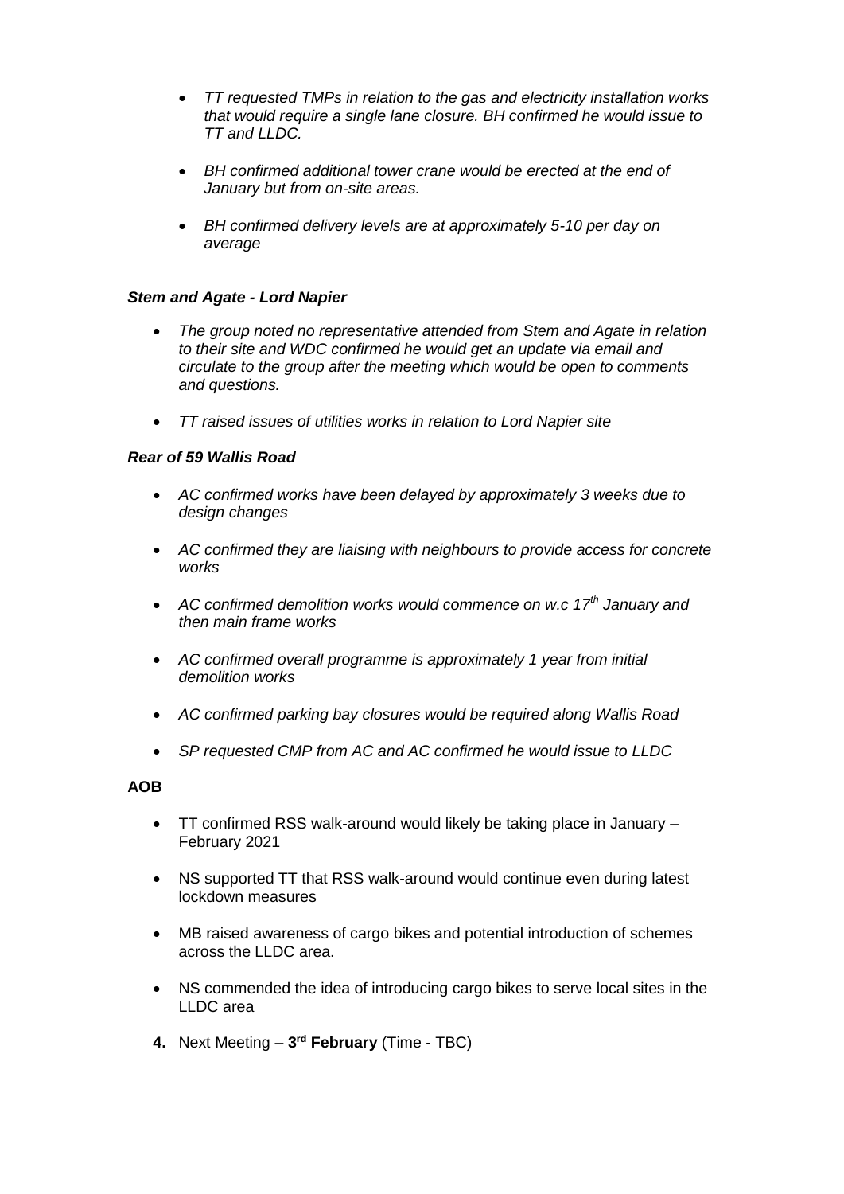- *TT requested TMPs in relation to the gas and electricity installation works that would require a single lane closure. BH confirmed he would issue to TT and LLDC.*

- *BH confirmed additional tower crane would be erected at the end of January but from on-site areas.*

- *BH confirmed delivery levels are at approximately 5-10 per day on average*

***Stem and Agate - Lord Napier***

- *The group noted no representative attended from Stem and Agate in relation to their site and WDC confirmed he would get an update via email and circulate to the group after the meeting which would be open to comments and questions.*

- *TT raised issues of utilities works in relation to Lord Napier site*

***Rear of 59 Wallis Road***

- *AC confirmed works have been delayed by approximately 3 weeks due to design changes*

- *AC confirmed they are liaising with neighbours to provide access for concrete works*

- *AC confirmed demolition works would commence on w.c 17th January and then main frame works*

- *AC confirmed overall programme is approximately 1 year from initial demolition works*

- *AC confirmed parking bay closures would be required along Wallis Road*

- *SP requested CMP from AC and AC confirmed he would issue to LLDC*

**AOB**

- TT confirmed RSS walk-around would likely be taking place in January – February 2021

- NS supported TT that RSS walk-around would continue even during latest lockdown measures

- MB raised awareness of cargo bikes and potential introduction of schemes across the LLDC area.

- NS commended the idea of introducing cargo bikes to serve local sites in the LLDC area

**4.** Next Meeting – **3rd February** (Time - TBC)